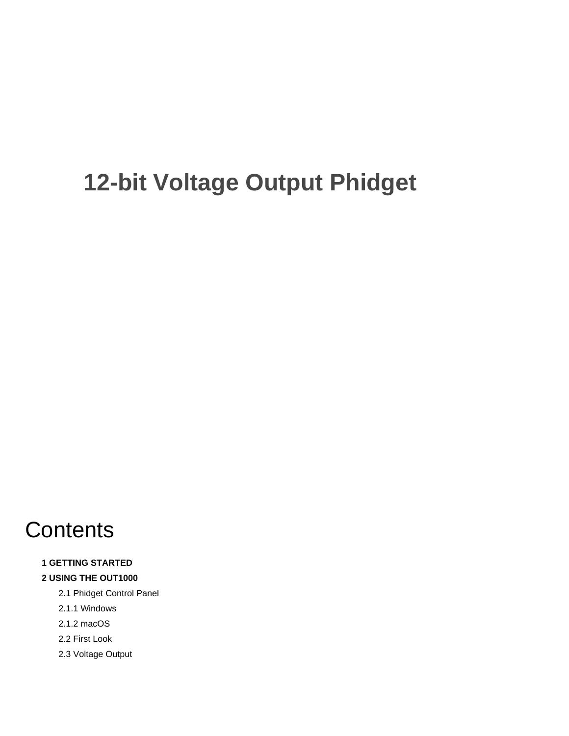# 12-bit Voltage Output Phidget

## Contents

**1 GETTING STARTED**

**2 USING THE OUT1000**

- 2.1 Phidget Control Panel
- 2.1.1 Windows
- 2.1.2 macOS
- 2.2 First Look
- 2.3 Voltage Output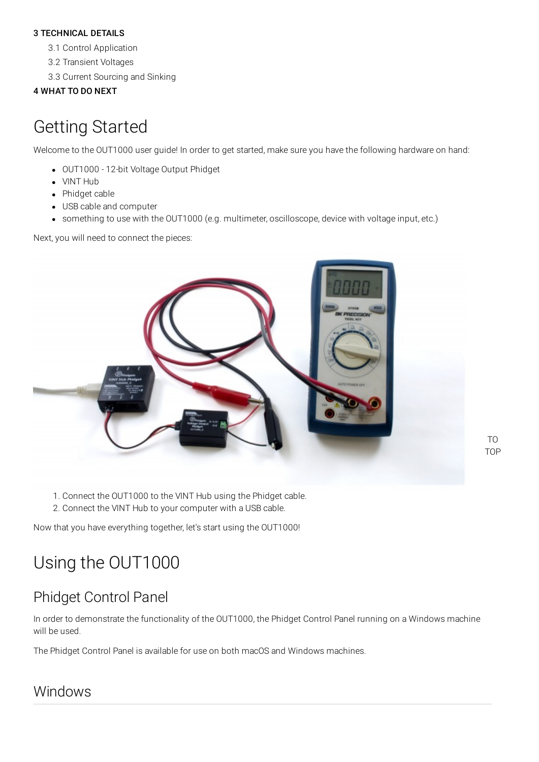**3 TECHNICAL DETAILS**

3.1 Control Application

3.2 Transient Voltages

3.3 Current Sourcing and Sinking

**4 WHAT TO DO NEXT**

# Getting Started

Welcome to the OUT1000 user guide! In order to get started, make sure you have the following hardware on hand:

- OUT1000 - 12-bit Voltage Output Phidget
- VINT Hub
- Phidget cable
- USB cable and computer
- something to use with the OUT1000 (e.g. multimeter, oscilloscope, device with voltage input, etc.)

Next, you will need to connect the pieces:

1. Connect the OUT1000 to the VINT Hub using the Phidget cable.
2. Connect the VINT Hub to your computer with a USB cable.

Now that you have everything together, let's start using the OUT1000!

# Using the OUT1000

## Phidget Control Panel

In order to demonstrate the functionality of the OUT1000, the Phidget Control Panel running on a Windows machine will be used.

The Phidget Control Panel is available for use on both macOS and Windows machines.

## Windows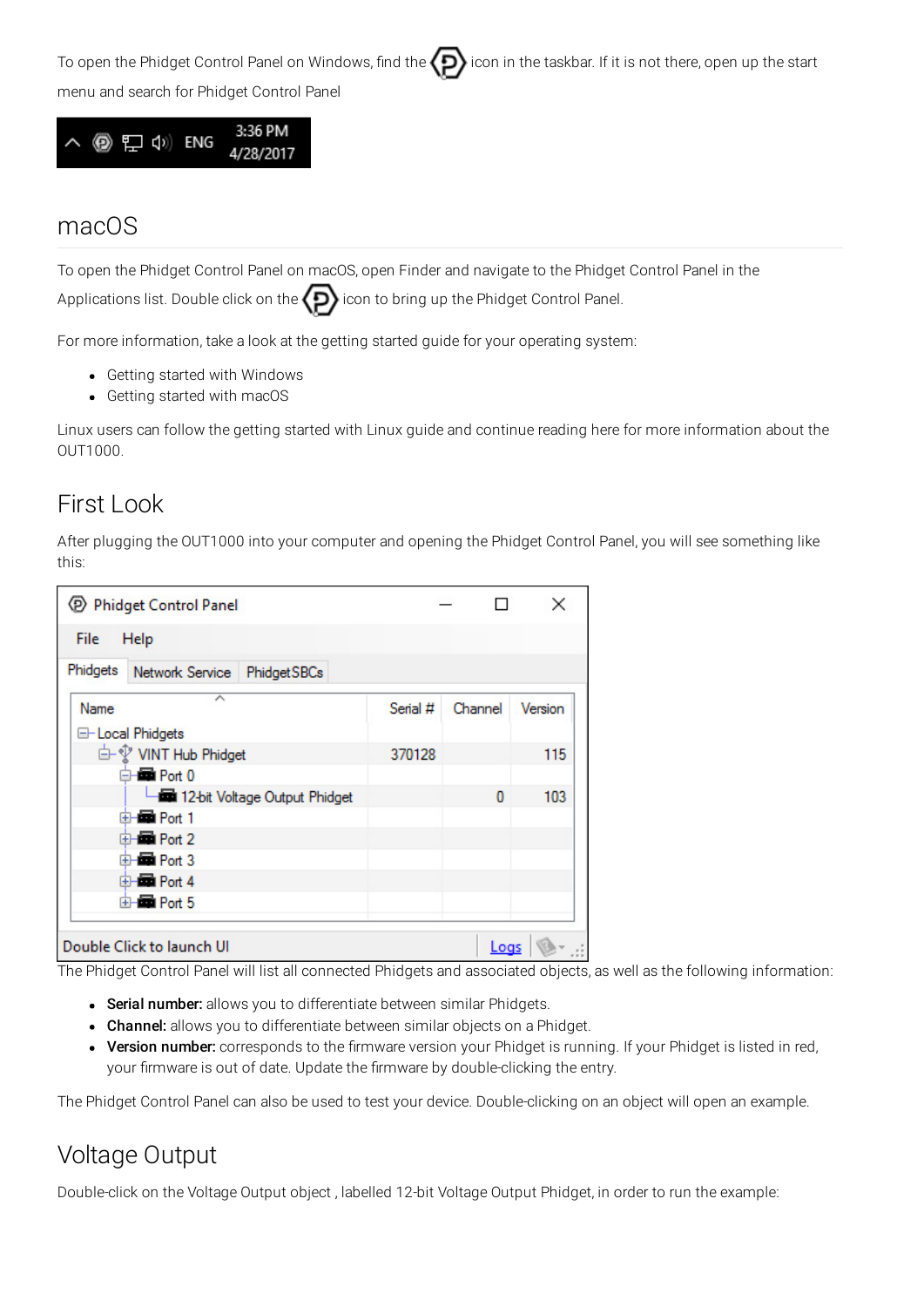To open the Phidget Control Panel on Windows, find the icon in the taskbar. If it is not there, open up the start menu and search for Phidget Control Panel

## macOS

To open the Phidget Control Panel on macOS, open Finder and navigate to the Phidget Control Panel in the Applications list. Double click on the icon to bring up the Phidget Control Panel.

For more information, take a look at the getting started guide for your operating system:

- Getting started with Windows
- Getting started with macOS

Linux users can follow the getting started with Linux guide and continue reading here for more information about the OUT1000.

## First Look

After plugging the OUT1000 into your computer and opening the Phidget Control Panel, you will see something like this:

The Phidget Control Panel will list all connected Phidgets and associated objects, as well as the following information:

- **Serial number:** allows you to differentiate between similar Phidgets.
- **Channel:** allows you to differentiate between similar objects on a Phidget.
- **Version number:** corresponds to the firmware version your Phidget is running. If your Phidget is listed in red, your firmware is out of date. Update the firmware by double-clicking the entry.

The Phidget Control Panel can also be used to test your device. Double-clicking on an object will open an example.

## Voltage Output

Double-click on the Voltage Output object , labelled 12-bit Voltage Output Phidget, in order to run the example: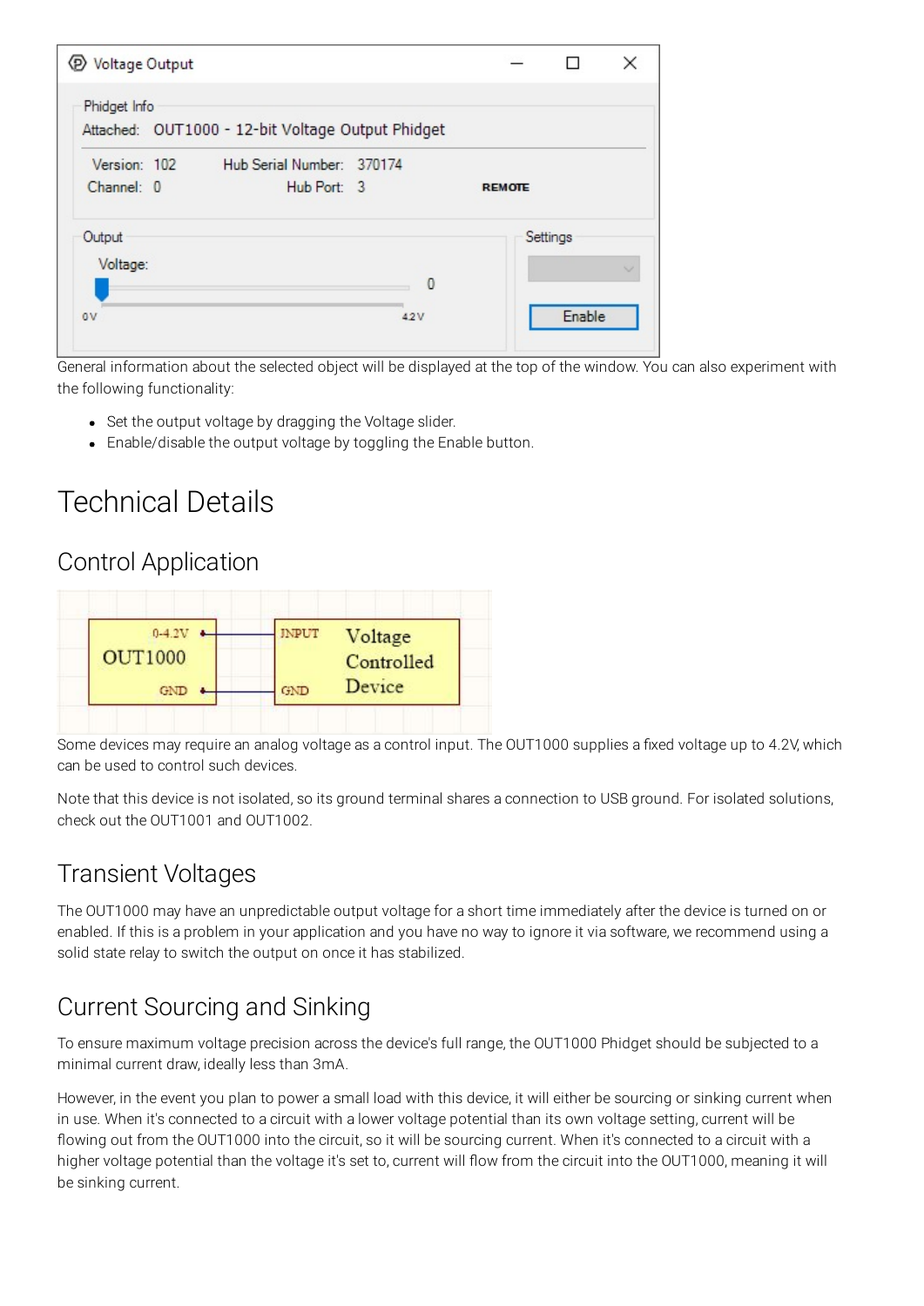General information about the selected object will be displayed at the top of the window. You can also experiment with the following functionality:

- Set the output voltage by dragging the Voltage slider.
- Enable/disable the output voltage by toggling the Enable button.

# Technical Details

## Control Application

Some devices may require an analog voltage as a control input. The OUT1000 supplies a fixed voltage up to 4.2V, which can be used to control such devices.

Note that this device is not isolated, so its ground terminal shares a connection to USB ground. For isolated solutions, check out the OUT1001 and OUT1002.

## Transient Voltages

The OUT1000 may have an unpredictable output voltage for a short time immediately after the device is turned on or enabled. If this is a problem in your application and you have no way to ignore it via software, we recommend using a solid state relay to switch the output on once it has stabilized.

## Current Sourcing and Sinking

To ensure maximum voltage precision across the device's full range, the OUT1000 Phidget should be subjected to a minimal current draw, ideally less than 3mA.

However, in the event you plan to power a small load with this device, it will either be sourcing or sinking current when in use. When it's connected to a circuit with a lower voltage potential than its own voltage setting, current will be flowing out from the OUT1000 into the circuit, so it will be sourcing current. When it's connected to a circuit with a higher voltage potential than the voltage it's set to, current will flow from the circuit into the OUT1000, meaning it will be sinking current.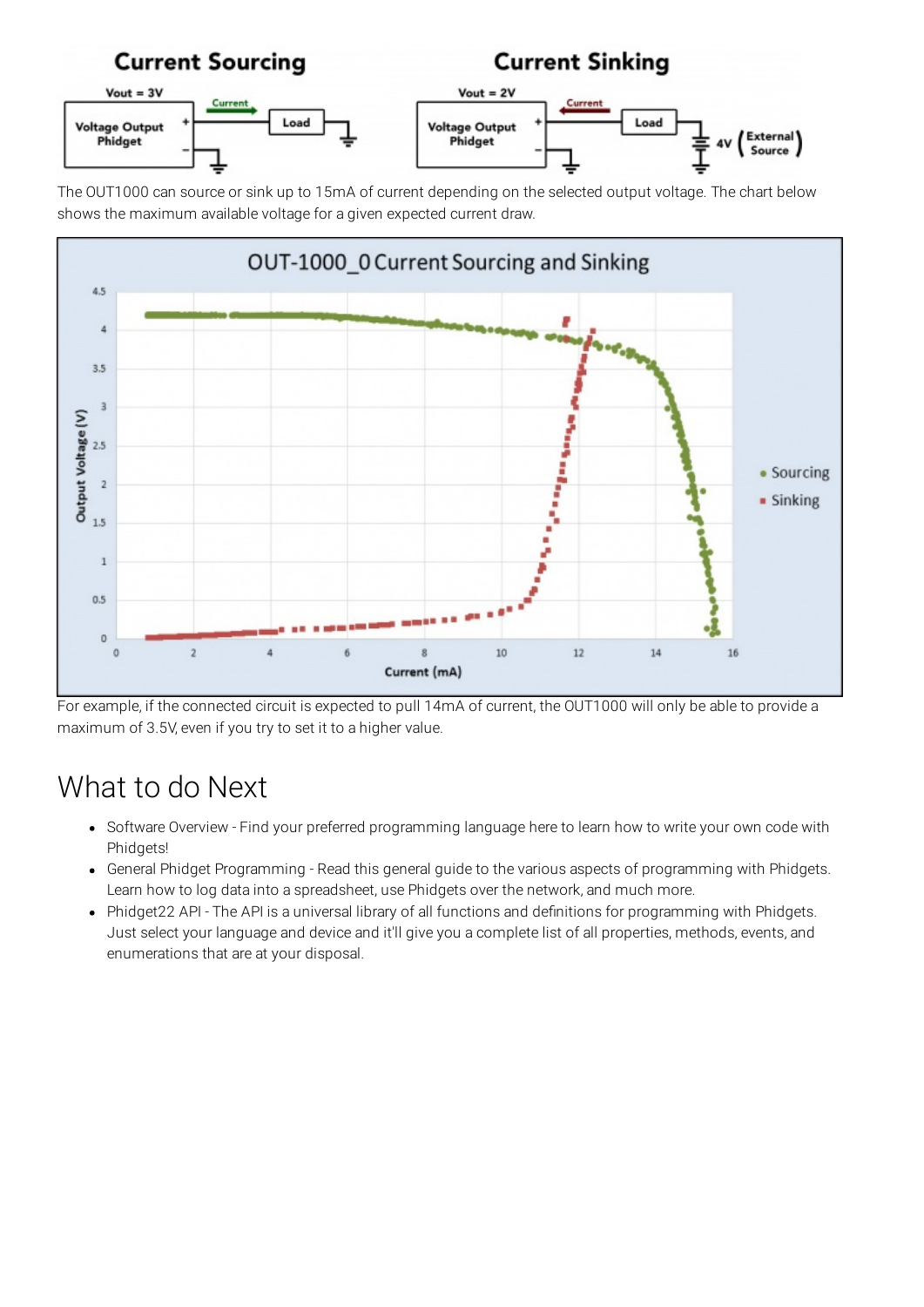Current Sourcing

Vout = 3V

Current

Voltage Output Phidget

Load

Current Sinking

Vout = 2V

Current

Voltage Output Phidget

Load

4V (External Source)

The OUT1000 can source or sink up to 15mA of current depending on the selected output voltage. The chart below shows the maximum available voltage for a given expected current draw.

OUT-1000_0 Current Sourcing and Sinking

Output Voltage (V)

0
0.5
1
1.5
2
2.5
3
3.5
4
4.5

Current (mA)

0
2
4
6
8
10
12
14
16

Sourcing

Sinking

For example, if the connected circuit is expected to pull 14mA of current, the OUT1000 will only be able to provide a maximum of 3.5V, even if you try to set it to a higher value.

# What to do Next

- Software Overview - Find your preferred programming language here to learn how to write your own code with Phidgets!
- General Phidget Programming - Read this general guide to the various aspects of programming with Phidgets. Learn how to log data into a spreadsheet, use Phidgets over the network, and much more.
- Phidget22 API - The API is a universal library of all functions and definitions for programming with Phidgets. Just select your language and device and it'll give you a complete list of all properties, methods, events, and enumerations that are at your disposal.